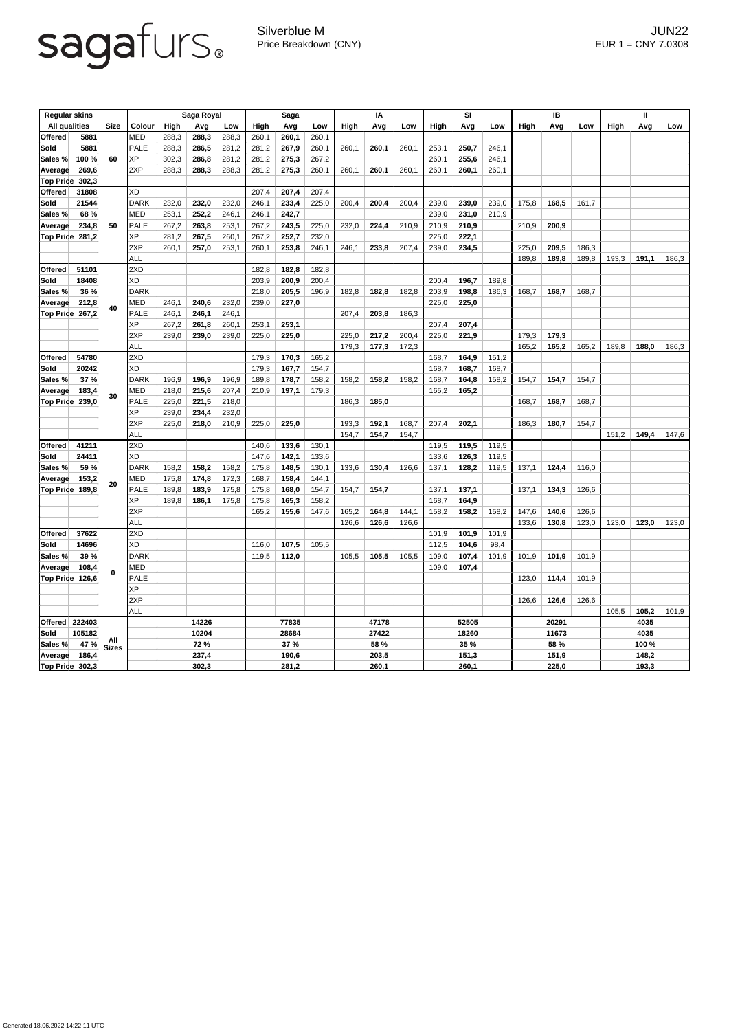# sagafurs

Silverblue M
Price Breakdown (CNY)

JUN22
EUR 1 = CNY 7.0308

| Regular skins | | | | Saga Royal | | | Saga | | | IA | | | SI | | | IB | | | II | | |
|---|---|---|---|---|---|---|---|---|---|---|---|---|---|---|---|---|---|---|---|---|---|
| All qualities | | Size | Colour | High | Avg | Low | High | Avg | Low | High | Avg | Low | High | Avg | Low | High | Avg | Low | High | Avg | Low |
| Offered | 5881 | 60 | MED | 288,3 | **288,3** | 288,3 | 260,1 | **260,1** | 260,1 | | | | | | | | | | | | |
| Sold | 5881 | | PALE | 288,3 | **286,5** | 281,2 | 281,2 | **267,9** | 260,1 | 260,1 | **260,1** | 260,1 | 253,1 | **250,7** | 246,1 | | | | | | |
| Sales % | 100 % | | XP | 302,3 | **286,8** | 281,2 | 281,2 | **275,3** | 267,2 | | | | 260,1 | **255,6** | 246,1 | | | | | | |
| Average | 269,6 | | 2XP | 288,3 | **288,3** | 288,3 | 281,2 | **275,3** | 260,1 | 260,1 | **260,1** | 260,1 | 260,1 | **260,1** | 260,1 | | | | | | |
| Top Price | 302,3 | | | | | | | | | | | | | | | | | | | | |
| Offered | 31808 | 50 | XD | | | | 207,4 | **207,4** | 207,4 | | | | | | | | | | | | |
| Sold | 21544 | | DARK | 232,0 | **232,0** | 232,0 | 246,1 | **233,4** | 225,0 | 200,4 | **200,4** | 200,4 | 239,0 | **239,0** | 239,0 | 175,8 | **168,5** | 161,7 | | | |
| Sales % | 68 % | | MED | 253,1 | **252,2** | 246,1 | 246,1 | **242,7** | | | | | 239,0 | **231,0** | 210,9 | | | | | | |
| Average | 234,8 | | PALE | 267,2 | **263,8** | 253,1 | 267,2 | **243,5** | 225,0 | 232,0 | **224,4** | 210,9 | 210,9 | **210,9** | | 210,9 | **200,9** | | | | |
| Top Price | 281,2 | | XP | 281,2 | **267,5** | 260,1 | 267,2 | **252,7** | 232,0 | | | | 225,0 | **222,1** | | | | | | | |
| | | | 2XP | 260,1 | **257,0** | 253,1 | 260,1 | **253,8** | 246,1 | 246,1 | **233,8** | 207,4 | 239,0 | **234,5** | | 225,0 | **209,5** | 186,3 | | | |
| | | | ALL | | | | | | | | | | | | | 189,8 | **189,8** | 189,8 | 193,3 | **191,1** | 186,3 |
| Offered | 51101 | 40 | 2XD | | | | 182,8 | **182,8** | 182,8 | | | | | | | | | | | | |
| Sold | 18408 | | XD | | | | 203,9 | **200,9** | 200,4 | | | | 200,4 | **196,7** | 189,8 | | | | | | |
| Sales % | 36 % | | DARK | | | | 218,0 | **205,5** | 196,9 | 182,8 | **182,8** | 182,8 | 203,9 | **198,8** | 186,3 | 168,7 | **168,7** | 168,7 | | | |
| Average | 212,8 | | MED | 246,1 | **240,6** | 232,0 | 239,0 | **227,0** | | | | | 225,0 | **225,0** | | | | | | | |
| Top Price | 267,2 | | PALE | 246,1 | **246,1** | 246,1 | | | | 207,4 | **203,8** | 186,3 | | | | | | | | | |
| | | | XP | 267,2 | **261,8** | 260,1 | 253,1 | **253,1** | | | | | 207,4 | **207,4** | | | | | | | |
| | | | 2XP | 239,0 | **239,0** | 239,0 | 225,0 | **225,0** | | 225,0 | **217,2** | 200,4 | 225,0 | **221,9** | | 179,3 | **179,3** | | | | |
| | | | ALL | | | | | | | 179,3 | **177,3** | 172,3 | | | | 165,2 | **165,2** | 165,2 | 189,8 | **188,0** | 186,3 |
| Offered | 54780 | 30 | 2XD | | | | 179,3 | **170,3** | 165,2 | | | | 168,7 | **164,9** | 151,2 | | | | | | |
| Sold | 20242 | | XD | | | | 179,3 | **167,7** | 154,7 | | | | 168,7 | **168,7** | 168,7 | | | | | | |
| Sales % | 37 % | | DARK | 196,9 | **196,9** | 196,9 | 189,8 | **178,7** | 158,2 | 158,2 | **158,2** | 158,2 | 168,7 | **164,8** | 158,2 | 154,7 | **154,7** | 154,7 | | | |
| Average | 183,4 | | MED | 218,0 | **215,6** | 207,4 | 210,9 | **197,1** | 179,3 | | | | 165,2 | **165,2** | | | | | | | |
| Top Price | 239,0 | | PALE | 225,0 | **221,5** | 218,0 | | | | 186,3 | **185,0** | | | | | 168,7 | **168,7** | 168,7 | | | |
| | | | XP | 239,0 | **234,4** | 232,0 | | | | | | | | | | | | | | | |
| | | | 2XP | 225,0 | **218,0** | 210,9 | 225,0 | **225,0** | | 193,3 | **192,1** | 168,7 | 207,4 | **202,1** | | 186,3 | **180,7** | 154,7 | | | |
| | | | ALL | | | | | | | 154,7 | **154,7** | 154,7 | | | | | | | 151,2 | **149,4** | 147,6 |
| Offered | 41211 | 20 | 2XD | | | | 140,6 | **133,6** | 130,1 | | | | 119,5 | **119,5** | 119,5 | | | | | | |
| Sold | 24411 | | XD | | | | 147,6 | **142,1** | 133,6 | | | | 133,6 | **126,3** | 119,5 | | | | | | |
| Sales % | 59 % | | DARK | 158,2 | **158,2** | 158,2 | 175,8 | **148,5** | 130,1 | 133,6 | **130,4** | 126,6 | 137,1 | **128,2** | 119,5 | 137,1 | **124,4** | 116,0 | | | |
| Average | 153,2 | | MED | 175,8 | **174,8** | 172,3 | 168,7 | **158,4** | 144,1 | | | | | | | | | | | | |
| Top Price | 189,8 | | PALE | 189,8 | **183,9** | 175,8 | 175,8 | **168,0** | 154,7 | 154,7 | **154,7** | | 137,1 | **137,1** | | 137,1 | **134,3** | 126,6 | | | |
| | | | XP | 189,8 | **186,1** | 175,8 | 175,8 | **165,3** | 158,2 | | | | 168,7 | **164,9** | | | | | | | |
| | | | 2XP | | | | 165,2 | **155,6** | 147,6 | 165,2 | **164,8** | 144,1 | 158,2 | **158,2** | 158,2 | 147,6 | **140,6** | 126,6 | | | |
| | | | ALL | | | | | | | 126,6 | **126,6** | 126,6 | | | | 133,6 | **130,8** | 123,0 | 123,0 | **123,0** | 123,0 |
| Offered | 37622 | 0 | 2XD | | | | | | | | | | 101,9 | **101,9** | 101,9 | | | | | | |
| Sold | 14696 | | XD | | | | 116,0 | **107,5** | 105,5 | | | | 112,5 | **104,6** | 98,4 | | | | | | |
| Sales % | 39 % | | DARK | | | | 119,5 | **112,0** | | 105,5 | **105,5** | 105,5 | 109,0 | **107,4** | 101,9 | 101,9 | **101,9** | 101,9 | | | |
| Average | 108,4 | | MED | | | | | | | | | | 109,0 | **107,4** | | | | | | | |
| Top Price | 126,6 | | PALE | | | | | | | | | | | | | 123,0 | **114,4** | 101,9 | | | |
| | | | XP | | | | | | | | | | | | | | | | | | |
| | | | 2XP | | | | | | | | | | | | | 126,6 | **126,6** | 126,6 | | | |
| | | | ALL | | | | | | | | | | | | | | | | 105,5 | **105,2** | 101,9 |
| Offered | 222403 | All Sizes | | | **14226** | | | **77835** | | | **47178** | | | **52505** | | | **20291** | | | **4035** | |
| Sold | 105182 | | | | **10204** | | | **28684** | | | **27422** | | | **18260** | | | **11673** | | | **4035** | |
| Sales % | 47 % | | | | **72 %** | | | **37 %** | | | **58 %** | | | **35 %** | | | **58 %** | | | **100 %** | |
| Average | 186,4 | | | | **237,4** | | | **190,6** | | | **203,5** | | | **151,3** | | | **151,9** | | | **148,2** | |
| Top Price | 302,3 | | | | **302,3** | | | **281,2** | | | **260,1** | | | **260,1** | | | **225,0** | | | **193,3** | |

Generated 18.06.2022 14:22:11 UTC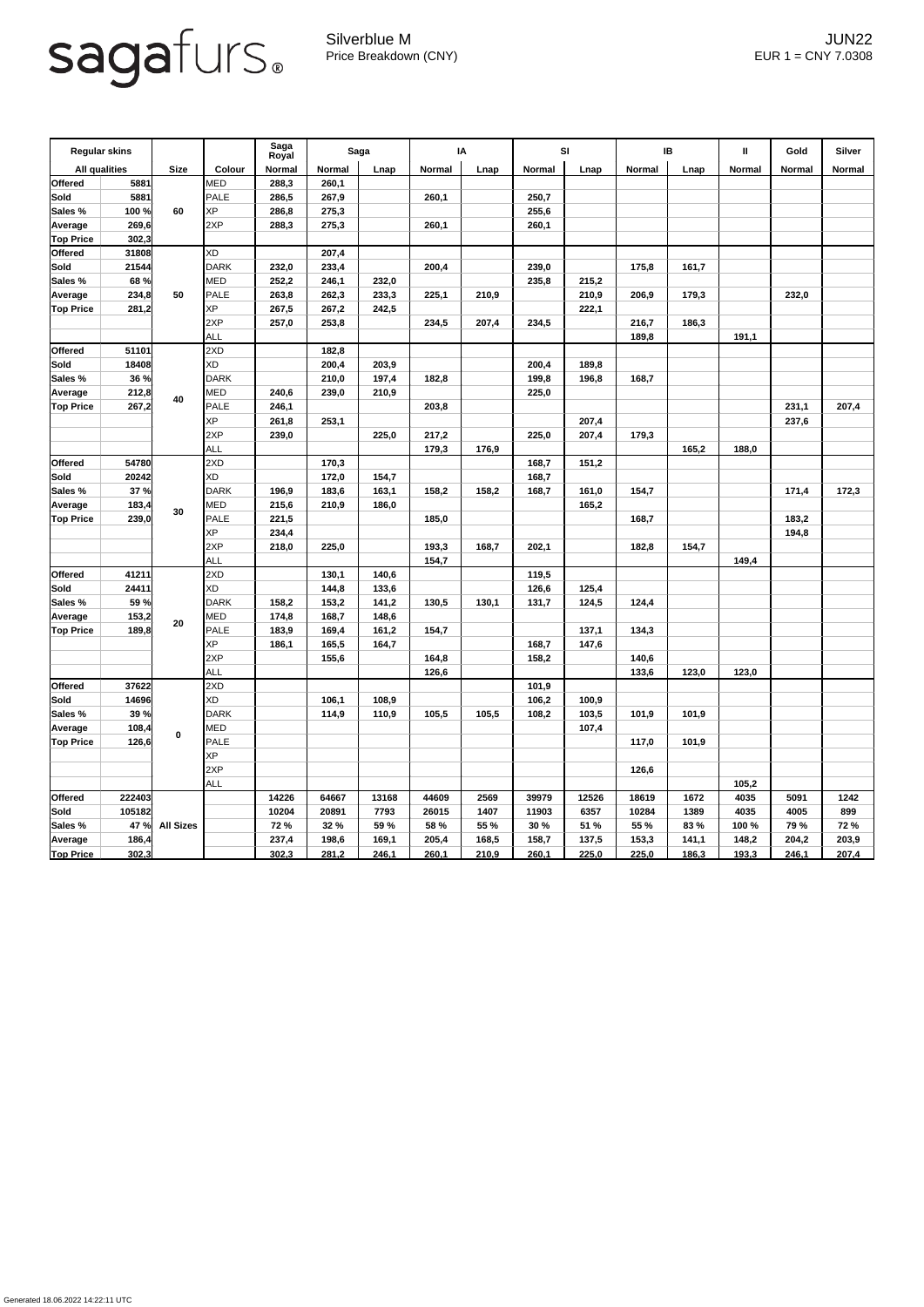# Silverblue M

Price Breakdown (CNY)

JUN22

EUR 1 = CNY 7.0308

| Regular skins | | | | Saga Royal | Saga | | IA | | SI | | IB | | II | Gold | Silver |
|---|---|---|---|---|---|---|---|---|---|---|---|---|---|---|---|
| All qualities | | Size | Colour | Normal | Normal | Lnap | Normal | Lnap | Normal | Lnap | Normal | Lnap | Normal | Normal | Normal |
| Offered | 5881 | | MED | 288,3 | 260,1 | | | | | | | | | | |
| Sold | 5881 | | PALE | 286,5 | 267,9 | | 260,1 | | 250,7 | | | | | | |
| Sales % | 100 % | 60 | XP | 286,8 | 275,3 | | | | 255,6 | | | | | | |
| Average | 269,6 | | 2XP | 288,3 | 275,3 | | 260,1 | | 260,1 | | | | | | |
| Top Price | 302,3 | | | | | | | | | | | | | | |
| Offered | 31808 | | XD | | 207,4 | | | | | | | | | | |
| Sold | 21544 | | DARK | 232,0 | 233,4 | | 200,4 | | 239,0 | | 175,8 | 161,7 | | | |
| Sales % | 68 % | | MED | 252,2 | 246,1 | 232,0 | | | 235,8 | 215,2 | | | | | |
| Average | 234,8 | 50 | PALE | 263,8 | 262,3 | 233,3 | 225,1 | 210,9 | | 210,9 | 206,9 | 179,3 | | 232,0 | |
| Top Price | 281,2 | | XP | 267,5 | 267,2 | 242,5 | | | | 222,1 | | | | | |
| | | | 2XP | 257,0 | 253,8 | | 234,5 | 207,4 | 234,5 | | 216,7 | 186,3 | | | |
| | | | ALL | | | | | | | | 189,8 | | 191,1 | | |
| Offered | 51101 | | 2XD | | 182,8 | | | | | | | | | | |
| Sold | 18408 | | XD | | 200,4 | 203,9 | | | 200,4 | 189,8 | | | | | |
| Sales % | 36 % | | DARK | | 210,0 | 197,4 | 182,8 | | 199,8 | 196,8 | 168,7 | | | | |
| Average | 212,8 | 40 | MED | 240,6 | 239,0 | 210,9 | | | 225,0 | | | | | | |
| Top Price | 267,2 | | PALE | 246,1 | | | 203,8 | | | | | | | 231,1 | 207,4 |
| | | | XP | 261,8 | 253,1 | | | | | 207,4 | | | | 237,6 | |
| | | | 2XP | 239,0 | | 225,0 | 217,2 | | 225,0 | 207,4 | 179,3 | | | | |
| | | | ALL | | | | 179,3 | 176,9 | | | | 165,2 | 188,0 | | |
| Offered | 54780 | | 2XD | | 170,3 | | | | 168,7 | 151,2 | | | | | |
| Sold | 20242 | | XD | | 172,0 | 154,7 | | | 168,7 | | | | | | |
| Sales % | 37 % | | DARK | 196,9 | 183,6 | 163,1 | 158,2 | 158,2 | 168,7 | 161,0 | 154,7 | | | 171,4 | 172,3 |
| Average | 183,4 | 30 | MED | 215,6 | 210,9 | 186,0 | | | | 165,2 | | | | | |
| Top Price | 239,0 | | PALE | 221,5 | | | 185,0 | | | | 168,7 | | | 183,2 | |
| | | | XP | 234,4 | | | | | | | | | | 194,8 | |
| | | | 2XP | 218,0 | 225,0 | | 193,3 | 168,7 | 202,1 | | 182,8 | 154,7 | | | |
| | | | ALL | | | | 154,7 | | | | | | 149,4 | | |
| Offered | 41211 | | 2XD | | 130,1 | 140,6 | | | 119,5 | | | | | | |
| Sold | 24411 | | XD | | 144,8 | 133,6 | | | 126,6 | 125,4 | | | | | |
| Sales % | 59 % | | DARK | 158,2 | 153,2 | 141,2 | 130,5 | 130,1 | 131,7 | 124,5 | 124,4 | | | | |
| Average | 153,2 | 20 | MED | 174,8 | 168,7 | 148,6 | | | | | | | | | |
| Top Price | 189,8 | | PALE | 183,9 | 169,4 | 161,2 | 154,7 | | | 137,1 | 134,3 | | | | |
| | | | XP | 186,1 | 165,5 | 164,7 | | | 168,7 | 147,6 | | | | | |
| | | | 2XP | | 155,6 | | 164,8 | | 158,2 | | 140,6 | | | | |
| | | | ALL | | | | 126,6 | | | | 133,6 | 123,0 | 123,0 | | |
| Offered | 37622 | | 2XD | | | | | | 101,9 | | | | | | |
| Sold | 14696 | | XD | | 106,1 | 108,9 | | | 106,2 | 100,9 | | | | | |
| Sales % | 39 % | | DARK | | 114,9 | 110,9 | 105,5 | 105,5 | 108,2 | 103,5 | 101,9 | 101,9 | | | |
| Average | 108,4 | 0 | MED | | | | | | | 107,4 | | | | | |
| Top Price | 126,6 | | PALE | | | | | | | | 117,0 | 101,9 | | | |
| | | | XP | | | | | | | | | | | | |
| | | | 2XP | | | | | | | | 126,6 | | | | |
| | | | ALL | | | | | | | | | | 105,2 | | |
| Offered | 222403 | | | 14226 | 64667 | 13168 | 44609 | 2569 | 39979 | 12526 | 18619 | 1672 | 4035 | 5091 | 1242 |
| Sold | 105182 | | | 10204 | 20891 | 7793 | 26015 | 1407 | 11903 | 6357 | 10284 | 1389 | 4035 | 4005 | 899 |
| Sales % | 47 % | All Sizes | | 72 % | 32 % | 59 % | 58 % | 55 % | 30 % | 51 % | 55 % | 83 % | 100 % | 79 % | 72 % |
| Average | 186,4 | | | 237,4 | 198,6 | 169,1 | 205,4 | 168,5 | 158,7 | 137,5 | 153,3 | 141,1 | 148,2 | 204,2 | 203,9 |
| Top Price | 302,3 | | | 302,3 | 281,2 | 246,1 | 260,1 | 210,9 | 260,1 | 225,0 | 225,0 | 186,3 | 193,3 | 246,1 | 207,4 |

Generated 18.06.2022 14:22:11 UTC